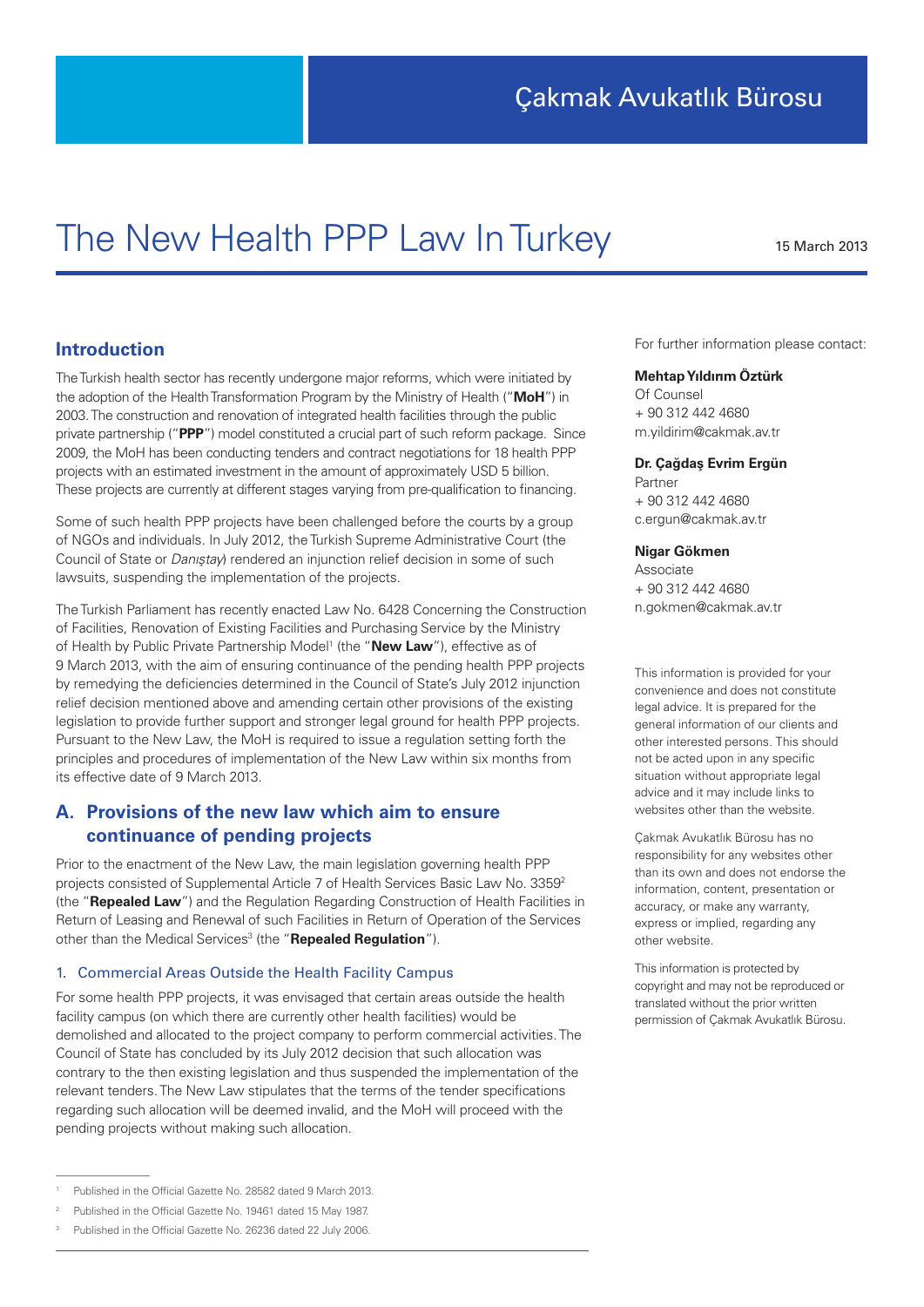Çakmak Avukatlık Bürosu

# The New Health PPP Law In Turkey

15 March 2013

## Introduction

The Turkish health sector has recently undergone major reforms, which were initiated by the adoption of the Health Transformation Program by the Ministry of Health ("**MoH**") in 2003. The construction and renovation of integrated health facilities through the public private partnership ("**PPP**") model constituted a crucial part of such reform package. Since 2009, the MoH has been conducting tenders and contract negotiations for 18 health PPP projects with an estimated investment in the amount of approximately USD 5 billion. These projects are currently at different stages varying from pre-qualification to financing.

Some of such health PPP projects have been challenged before the courts by a group of NGOs and individuals. In July 2012, the Turkish Supreme Administrative Court (the Council of State or *Danıştay*) rendered an injunction relief decision in some of such lawsuits, suspending the implementation of the projects.

The Turkish Parliament has recently enacted Law No. 6428 Concerning the Construction of Facilities, Renovation of Existing Facilities and Purchasing Service by the Ministry of Health by Public Private Partnership Model[1] (the "**New Law**"), effective as of 9 March 2013, with the aim of ensuring continuance of the pending health PPP projects by remedying the deficiencies determined in the Council of State's July 2012 injunction relief decision mentioned above and amending certain other provisions of the existing legislation to provide further support and stronger legal ground for health PPP projects. Pursuant to the New Law, the MoH is required to issue a regulation setting forth the principles and procedures of implementation of the New Law within six months from its effective date of 9 March 2013.

## A. Provisions of the new law which aim to ensure continuance of pending projects

Prior to the enactment of the New Law, the main legislation governing health PPP projects consisted of Supplemental Article 7 of Health Services Basic Law No. 3359[2] (the "**Repealed Law**") and the Regulation Regarding Construction of Health Facilities in Return of Leasing and Renewal of such Facilities in Return of Operation of the Services other than the Medical Services[3] (the "**Repealed Regulation**").

### 1. Commercial Areas Outside the Health Facility Campus

For some health PPP projects, it was envisaged that certain areas outside the health facility campus (on which there are currently other health facilities) would be demolished and allocated to the project company to perform commercial activities. The Council of State has concluded by its July 2012 decision that such allocation was contrary to the then existing legislation and thus suspended the implementation of the relevant tenders. The New Law stipulates that the terms of the tender specifications regarding such allocation will be deemed invalid, and the MoH will proceed with the pending projects without making such allocation.

---

[1] Published in the Official Gazette No. 28582 dated 9 March 2013.

[2] Published in the Official Gazette No. 19461 dated 15 May 1987.

[3] Published in the Official Gazette No. 26236 dated 22 July 2006.

---

For further information please contact:

**Mehtap Yıldırım Öztürk**
Of Counsel
+ 90 312 442 4680
m.yildirim@cakmak.av.tr

**Dr. Çağdaş Evrim Ergün**
Partner
+ 90 312 442 4680
c.ergun@cakmak.av.tr

**Nigar Gökmen**
Associate
+ 90 312 442 4680
n.gokmen@cakmak.av.tr

This information is provided for your convenience and does not constitute legal advice. It is prepared for the general information of our clients and other interested persons. This should not be acted upon in any specific situation without appropriate legal advice and it may include links to websites other than the website.

Çakmak Avukatlık Bürosu has no responsibility for any websites other than its own and does not endorse the information, content, presentation or accuracy, or make any warranty, express or implied, regarding any other website.

This information is protected by copyright and may not be reproduced or translated without the prior written permission of Çakmak Avukatlık Bürosu.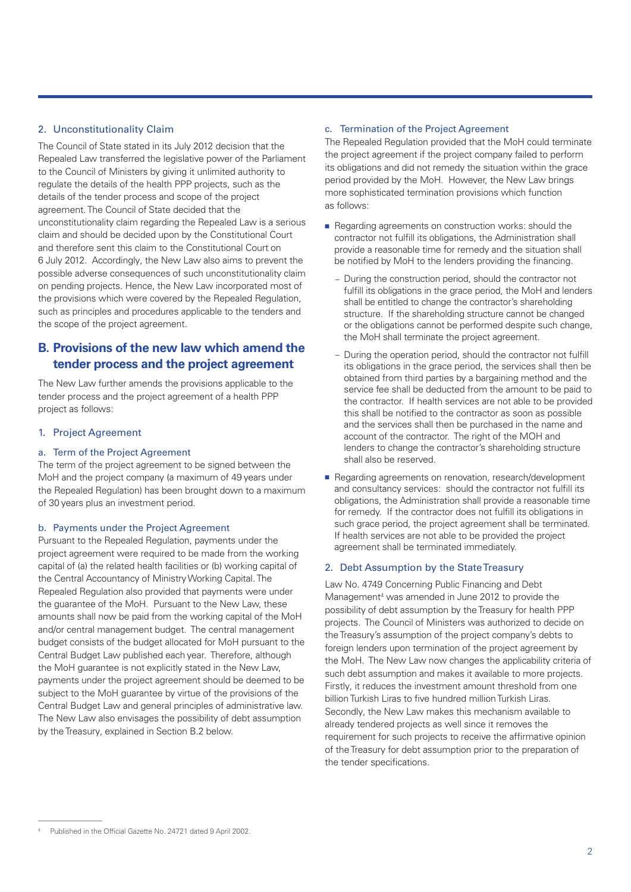### 2. Unconstitutionality Claim

The Council of State stated in its July 2012 decision that the Repealed Law transferred the legislative power of the Parliament to the Council of Ministers by giving it unlimited authority to regulate the details of the health PPP projects, such as the details of the tender process and scope of the project agreement. The Council of State decided that the unconstitutionality claim regarding the Repealed Law is a serious claim and should be decided upon by the Constitutional Court and therefore sent this claim to the Constitutional Court on 6 July 2012. Accordingly, the New Law also aims to prevent the possible adverse consequences of such unconstitutionality claim on pending projects. Hence, the New Law incorporated most of the provisions which were covered by the Repealed Regulation, such as principles and procedures applicable to the tenders and the scope of the project agreement.

## B. Provisions of the new law which amend the tender process and the project agreement

The New Law further amends the provisions applicable to the tender process and the project agreement of a health PPP project as follows:

### 1. Project Agreement

#### a. Term of the Project Agreement

The term of the project agreement to be signed between the MoH and the project company (a maximum of 49 years under the Repealed Regulation) has been brought down to a maximum of 30 years plus an investment period.

#### b. Payments under the Project Agreement

Pursuant to the Repealed Regulation, payments under the project agreement were required to be made from the working capital of (a) the related health facilities or (b) working capital of the Central Accountancy of Ministry Working Capital. The Repealed Regulation also provided that payments were under the guarantee of the MoH. Pursuant to the New Law, these amounts shall now be paid from the working capital of the MoH and/or central management budget. The central management budget consists of the budget allocated for MoH pursuant to the Central Budget Law published each year. Therefore, although the MoH guarantee is not explicitly stated in the New Law, payments under the project agreement should be deemed to be subject to the MoH guarantee by virtue of the provisions of the Central Budget Law and general principles of administrative law. The New Law also envisages the possibility of debt assumption by the Treasury, explained in Section B.2 below.

#### c. Termination of the Project Agreement

The Repealed Regulation provided that the MoH could terminate the project agreement if the project company failed to perform its obligations and did not remedy the situation within the grace period provided by the MoH. However, the New Law brings more sophisticated termination provisions which function as follows:

- Regarding agreements on construction works: should the contractor not fulfill its obligations, the Administration shall provide a reasonable time for remedy and the situation shall be notified by MoH to the lenders providing the financing.
  - During the construction period, should the contractor not fulfill its obligations in the grace period, the MoH and lenders shall be entitled to change the contractor's shareholding structure. If the shareholding structure cannot be changed or the obligations cannot be performed despite such change, the MoH shall terminate the project agreement.
  - During the operation period, should the contractor not fulfill its obligations in the grace period, the services shall then be obtained from third parties by a bargaining method and the service fee shall be deducted from the amount to be paid to the contractor. If health services are not able to be provided this shall be notified to the contractor as soon as possible and the services shall then be purchased in the name and account of the contractor. The right of the MOH and lenders to change the contractor's shareholding structure shall also be reserved.
- Regarding agreements on renovation, research/development and consultancy services: should the contractor not fulfill its obligations, the Administration shall provide a reasonable time for remedy. If the contractor does not fulfill its obligations in such grace period, the project agreement shall be terminated. If health services are not able to be provided the project agreement shall be terminated immediately.

### 2. Debt Assumption by the State Treasury

Law No. 4749 Concerning Public Financing and Debt Management[4] was amended in June 2012 to provide the possibility of debt assumption by the Treasury for health PPP projects. The Council of Ministers was authorized to decide on the Treasury's assumption of the project company's debts to foreign lenders upon termination of the project agreement by the MoH. The New Law now changes the applicability criteria of such debt assumption and makes it available to more projects. Firstly, it reduces the investment amount threshold from one billion Turkish Liras to five hundred million Turkish Liras. Secondly, the New Law makes this mechanism available to already tendered projects as well since it removes the requirement for such projects to receive the affirmative opinion of the Treasury for debt assumption prior to the preparation of the tender specifications.

[4] Published in the Official Gazette No. 24721 dated 9 April 2002.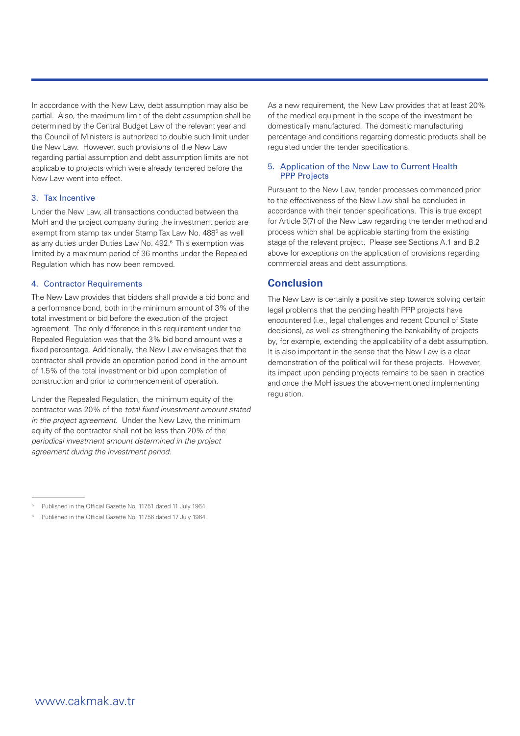In accordance with the New Law, debt assumption may also be partial. Also, the maximum limit of the debt assumption shall be determined by the Central Budget Law of the relevant year and the Council of Ministers is authorized to double such limit under the New Law. However, such provisions of the New Law regarding partial assumption and debt assumption limits are not applicable to projects which were already tendered before the New Law went into effect.

### 3. Tax Incentive

Under the New Law, all transactions conducted between the MoH and the project company during the investment period are exempt from stamp tax under Stamp Tax Law No. 488[5] as well as any duties under Duties Law No. 492.[6] This exemption was limited by a maximum period of 36 months under the Repealed Regulation which has now been removed.

### 4. Contractor Requirements

The New Law provides that bidders shall provide a bid bond and a performance bond, both in the minimum amount of 3% of the total investment or bid before the execution of the project agreement. The only difference in this requirement under the Repealed Regulation was that the 3% bid bond amount was a fixed percentage. Additionally, the New Law envisages that the contractor shall provide an operation period bond in the amount of 1.5% of the total investment or bid upon completion of construction and prior to commencement of operation.

Under the Repealed Regulation, the minimum equity of the contractor was 20% of the *total fixed investment amount stated in the project agreement*. Under the New Law, the minimum equity of the contractor shall not be less than 20% of the *periodical investment amount determined in the project agreement during the investment period.*

As a new requirement, the New Law provides that at least 20% of the medical equipment in the scope of the investment be domestically manufactured. The domestic manufacturing percentage and conditions regarding domestic products shall be regulated under the tender specifications.

### 5. Application of the New Law to Current Health PPP Projects

Pursuant to the New Law, tender processes commenced prior to the effectiveness of the New Law shall be concluded in accordance with their tender specifications. This is true except for Article 3(7) of the New Law regarding the tender method and process which shall be applicable starting from the existing stage of the relevant project. Please see Sections A.1 and B.2 above for exceptions on the application of provisions regarding commercial areas and debt assumptions.

## Conclusion

The New Law is certainly a positive step towards solving certain legal problems that the pending health PPP projects have encountered (i.e., legal challenges and recent Council of State decisions), as well as strengthening the bankability of projects by, for example, extending the applicability of a debt assumption. It is also important in the sense that the New Law is a clear demonstration of the political will for these projects. However, its impact upon pending projects remains to be seen in practice and once the MoH issues the above-mentioned implementing regulation.

---

[5] Published in the Official Gazette No. 11751 dated 11 July 1964.

[6] Published in the Official Gazette No. 11756 dated 17 July 1964.